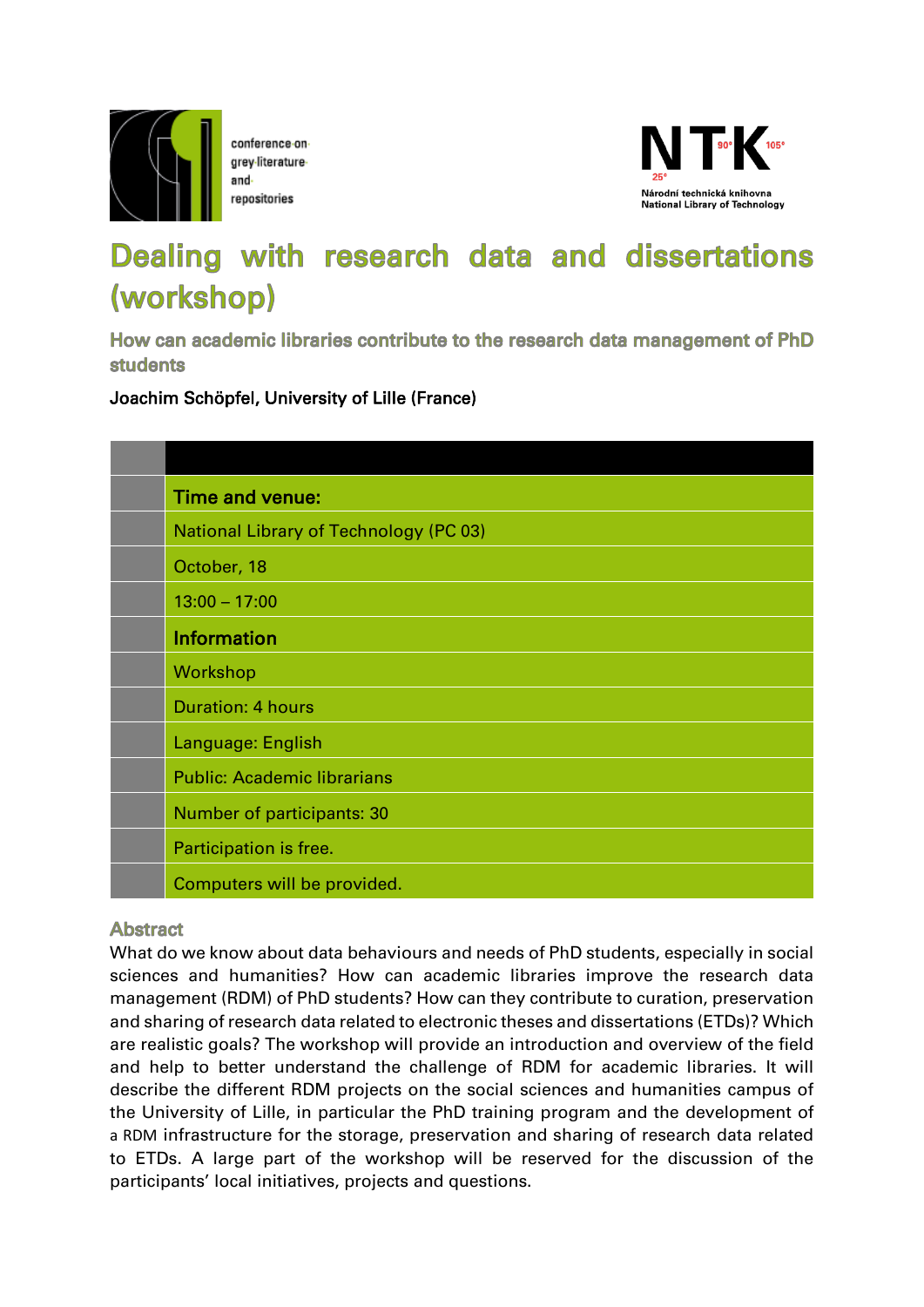conference on grey literature and repositories

NTK 90° 105° 25°
Národní technická knihovna
National Library of Technology

# Dealing with research data and dissertations (workshop)

## How can academic libraries contribute to the research data management of PhD students

Joachim Schöpfel, University of Lille (France)

| | |
|---|---|
| | **Time and venue:** |
| | National Library of Technology (PC 03) |
| | October, 18 |
| | 13:00 – 17:00 |
| | **Information** |
| | Workshop |
| | Duration: 4 hours |
| | Language: English |
| | Public: Academic librarians |
| | Number of participants: 30 |
| | Participation is free. |
| | Computers will be provided. |

### Abstract

What do we know about data behaviours and needs of PhD students, especially in social sciences and humanities? How can academic libraries improve the research data management (RDM) of PhD students? How can they contribute to curation, preservation and sharing of research data related to electronic theses and dissertations (ETDs)? Which are realistic goals? The workshop will provide an introduction and overview of the field and help to better understand the challenge of RDM for academic libraries. It will describe the different RDM projects on the social sciences and humanities campus of the University of Lille, in particular the PhD training program and the development of a RDM infrastructure for the storage, preservation and sharing of research data related to ETDs. A large part of the workshop will be reserved for the discussion of the participants' local initiatives, projects and questions.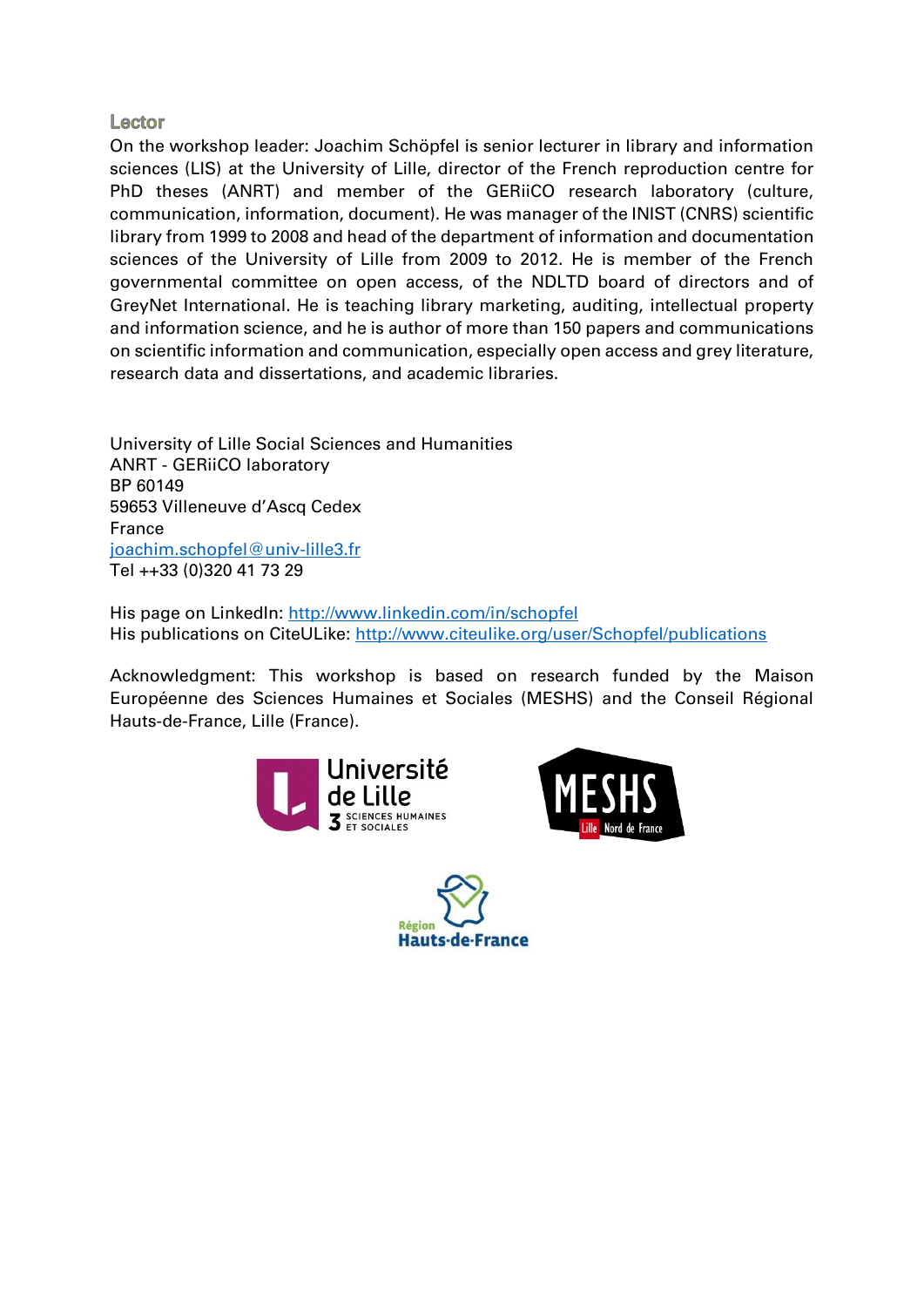## Lector

On the workshop leader: Joachim Schöpfel is senior lecturer in library and information sciences (LIS) at the University of Lille, director of the French reproduction centre for PhD theses (ANRT) and member of the GERiiCO research laboratory (culture, communication, information, document). He was manager of the INIST (CNRS) scientific library from 1999 to 2008 and head of the department of information and documentation sciences of the University of Lille from 2009 to 2012. He is member of the French governmental committee on open access, of the NDLTD board of directors and of GreyNet International. He is teaching library marketing, auditing, intellectual property and information science, and he is author of more than 150 papers and communications on scientific information and communication, especially open access and grey literature, research data and dissertations, and academic libraries.

University of Lille Social Sciences and Humanities
ANRT - GERiiCO laboratory
BP 60149
59653 Villeneuve d'Ascq Cedex
France
joachim.schopfel@univ-lille3.fr
Tel ++33 (0)320 41 73 29

His page on LinkedIn: http://www.linkedin.com/in/schopfel
His publications on CiteULike: http://www.citeulike.org/user/Schopfel/publications

Acknowledgment: This workshop is based on research funded by the Maison Européenne des Sciences Humaines et Sociales (MESHS) and the Conseil Régional Hauts-de-France, Lille (France).